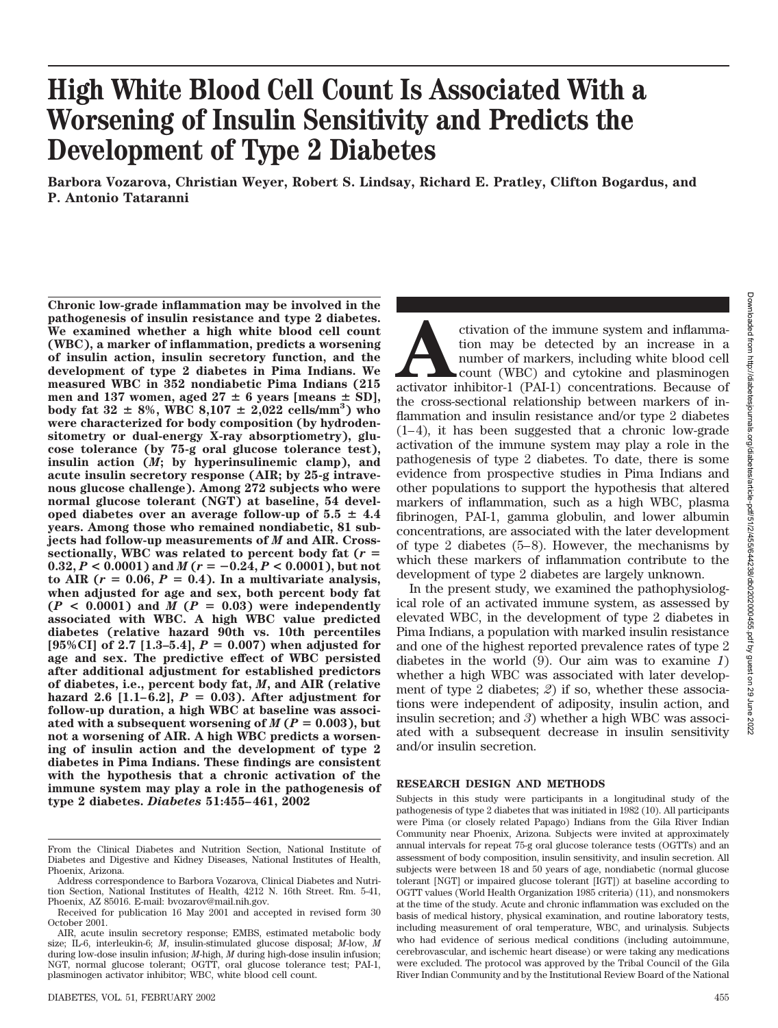# High White Blood Cell Count Is Associated With a Worsening of Insulin Sensitivity and Predicts the Development of Type 2 Diabetes

**Barbora Vozarova, Christian Weyer, Robert S. Lindsay, Richard E. Pratley, Clifton Bogardus, and P. Antonio Tataranni**

**Chronic low-grade inflammation may be involved in the pathogenesis of insulin resistance and type 2 diabetes. We examined whether a high white blood cell count (WBC), a marker of inflammation, predicts a worsening of insulin action, insulin secretory function, and the development of type 2 diabetes in Pima Indians. We measured WBC in 352 nondiabetic Pima Indians (215 men and 137 women, aged 27 ± 6 years [means ± SD], body fat 32 ± 8%, WBC 8,107 ± 2,022 cells/mm$^3$) who were characterized for body composition (by hydrodensitometry or dual-energy X-ray absorptiometry), glucose tolerance (by 75-g oral glucose tolerance test), insulin action (*M*; by hyperinsulinemic clamp), and acute insulin secretory response (AIR; by 25-g intravenous glucose challenge). Among 272 subjects who were normal glucose tolerant (NGT) at baseline, 54 developed diabetes over an average follow-up of 5.5 ± 4.4 years. Among those who remained nondiabetic, 81 subjects had follow-up measurements of *M* and AIR. Cross-sectionally, WBC was related to percent body fat ($r = 0.32$, $P < 0.0001$) and *M* ($r = -0.24$, $P < 0.0001$), but not to AIR ($r = 0.06$, $P = 0.4$). In a multivariate analysis, when adjusted for age and sex, both percent body fat ($P < 0.0001$) and *M* ($P = 0.03$) were independently associated with WBC. A high WBC value predicted diabetes (relative hazard 90th vs. 10th percentiles [95%CI] of 2.7 [1.3–5.4], $P = 0.007$) when adjusted for age and sex. The predictive effect of WBC persisted after additional adjustment for established predictors of diabetes, i.e., percent body fat, *M*, and AIR (relative hazard 2.6 [1.1–6.2], $P = 0.03$). After adjustment for follow-up duration, a high WBC at baseline was associated with a subsequent worsening of *M* ($P = 0.003$), but not a worsening of AIR. A high WBC predicts a worsening of insulin action and the development of type 2 diabetes in Pima Indians. These findings are consistent with the hypothesis that a chronic activation of the immune system may play a role in the pathogenesis of type 2 diabetes. *Diabetes* 51:455–461, 2002**

From the Clinical Diabetes and Nutrition Section, National Institute of Diabetes and Digestive and Kidney Diseases, National Institutes of Health, Phoenix, Arizona.

Address correspondence to Barbora Vozarova, Clinical Diabetes and Nutrition Section, National Institutes of Health, 4212 N. 16th Street. Rm. 5-41, Phoenix, AZ 85016. E-mail: bvozarov@mail.nih.gov.

Received for publication 16 May 2001 and accepted in revised form 30 October 2001.

AIR, acute insulin secretory response; EMBS, estimated metabolic body size; IL-6, interleukin-6; *M*, insulin-stimulated glucose disposal; *M*-low, *M* during low-dose insulin infusion; *M*-high, *M* during high-dose insulin infusion; NGT, normal glucose tolerant; OGTT, oral glucose tolerance test; PAI-1, plasminogen activator inhibitor; WBC, white blood cell count.

Activation of the immune system and inflammation may be detected by an increase in a number of markers, including white blood cell count (WBC) and cytokine and plasminogen activator inhibitor-1 (PAI-1) concentrations. Because of the cross-sectional relationship between markers of inflammation and insulin resistance and/or type 2 diabetes (1–4), it has been suggested that a chronic low-grade activation of the immune system may play a role in the pathogenesis of type 2 diabetes. To date, there is some evidence from prospective studies in Pima Indians and other populations to support the hypothesis that altered markers of inflammation, such as a high WBC, plasma fibrinogen, PAI-1, gamma globulin, and lower albumin concentrations, are associated with the later development of type 2 diabetes (5–8). However, the mechanisms by which these markers of inflammation contribute to the development of type 2 diabetes are largely unknown.

In the present study, we examined the pathophysiological role of an activated immune system, as assessed by elevated WBC, in the development of type 2 diabetes in Pima Indians, a population with marked insulin resistance and one of the highest reported prevalence rates of type 2 diabetes in the world (9). Our aim was to examine *1*) whether a high WBC was associated with later development of type 2 diabetes; *2*) if so, whether these associations were independent of adiposity, insulin action, and insulin secretion; and *3*) whether a high WBC was associated with a subsequent decrease in insulin sensitivity and/or insulin secretion.

## RESEARCH DESIGN AND METHODS

Subjects in this study were participants in a longitudinal study of the pathogenesis of type 2 diabetes that was initiated in 1982 (10). All participants were Pima (or closely related Papago) Indians from the Gila River Indian Community near Phoenix, Arizona. Subjects were invited at approximately annual intervals for repeat 75-g oral glucose tolerance tests (OGTTs) and an assessment of body composition, insulin sensitivity, and insulin secretion. All subjects were between 18 and 50 years of age, nondiabetic (normal glucose tolerant [NGT] or impaired glucose tolerant [IGT]) at baseline according to OGTT values (World Health Organization 1985 criteria) (11), and nonsmokers at the time of the study. Acute and chronic inflammation was excluded on the basis of medical history, physical examination, and routine laboratory tests, including measurement of oral temperature, WBC, and urinalysis. Subjects who had evidence of serious medical conditions (including autoimmune, cerebrovascular, and ischemic heart disease) or were taking any medications were excluded. The protocol was approved by the Tribal Council of the Gila River Indian Community and by the Institutional Review Board of the National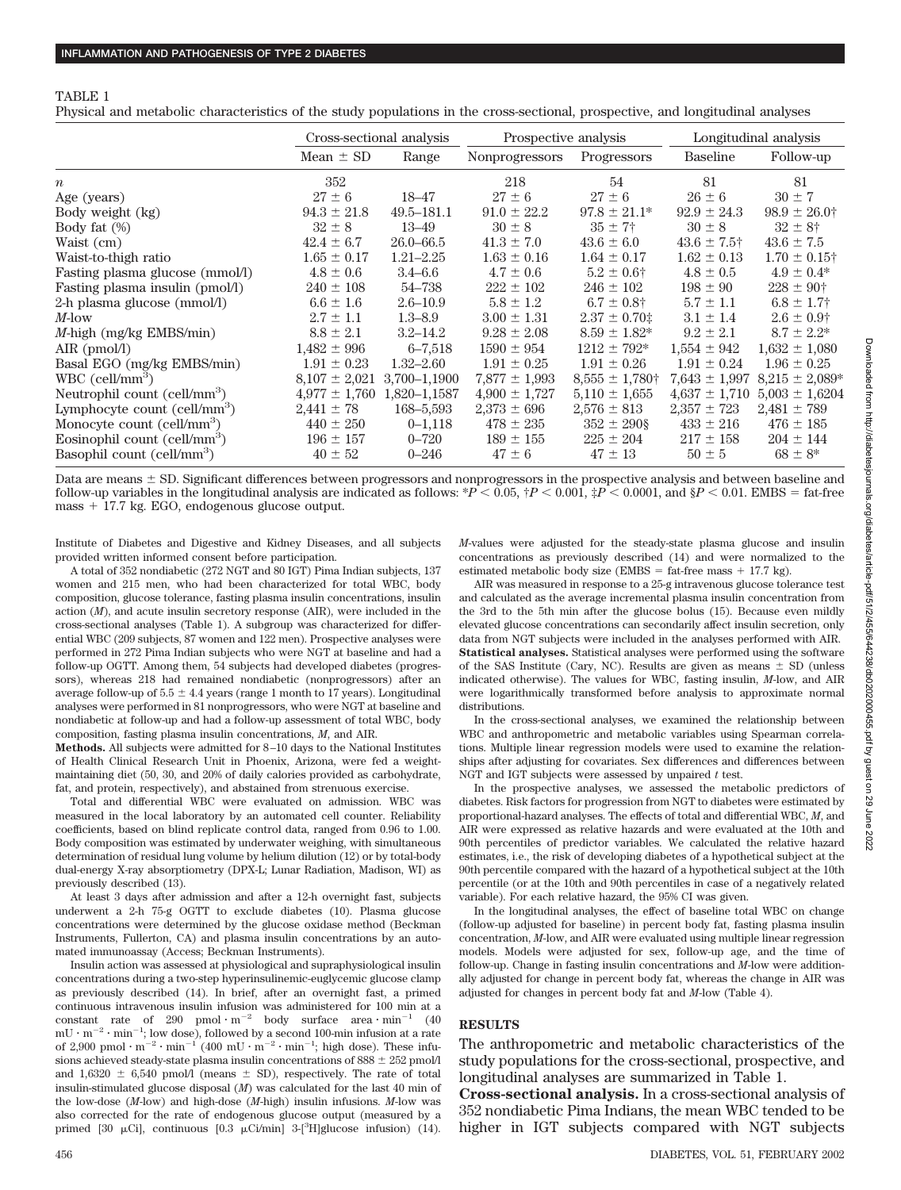TABLE 1

Physical and metabolic characteristics of the study populations in the cross-sectional, prospective, and longitudinal analyses

| | Cross-sectional analysis | | Prospective analysis | | Longitudinal analysis | |
|---|---|---|---|---|---|---|
| | Mean ± SD | Range | Nonprogressors | Progressors | Baseline | Follow-up |
| $n$ | 352 | | 218 | 54 | 81 | 81 |
| Age (years) | 27 ± 6 | 18–47 | 27 ± 6 | 27 ± 6 | 26 ± 6 | 30 ± 7 |
| Body weight (kg) | 94.3 ± 21.8 | 49.5–181.1 | 91.0 ± 22.2 | 97.8 ± 21.1* | 92.9 ± 24.3 | 98.9 ± 26.0† |
| Body fat (%) | 32 ± 8 | 13–49 | 30 ± 8 | 35 ± 7† | 30 ± 8 | 32 ± 8† |
| Waist (cm) | 42.4 ± 6.7 | 26.0–66.5 | 41.3 ± 7.0 | 43.6 ± 6.0 | 43.6 ± 7.5† | 43.6 ± 7.5 |
| Waist-to-thigh ratio | 1.65 ± 0.17 | 1.21–2.25 | 1.63 ± 0.16 | 1.64 ± 0.17 | 1.62 ± 0.13 | 1.70 ± 0.15† |
| Fasting plasma glucose (mmol/l) | 4.8 ± 0.6 | 3.4–6.6 | 4.7 ± 0.6 | 5.2 ± 0.6† | 4.8 ± 0.5 | 4.9 ± 0.4* |
| Fasting plasma insulin (pmol/l) | 240 ± 108 | 54–738 | 222 ± 102 | 246 ± 102 | 198 ± 90 | 228 ± 90† |
| 2-h plasma glucose (mmol/l) | 6.6 ± 1.6 | 2.6–10.9 | 5.8 ± 1.2 | 6.7 ± 0.8† | 5.7 ± 1.1 | 6.8 ± 1.7† |
| $M$-low | 2.7 ± 1.1 | 1.3–8.9 | 3.00 ± 1.31 | 2.37 ± 0.70‡ | 3.1 ± 1.4 | 2.6 ± 0.9† |
| $M$-high (mg/kg EMBS/min) | 8.8 ± 2.1 | 3.2–14.2 | 9.28 ± 2.08 | 8.59 ± 1.82* | 9.2 ± 2.1 | 8.7 ± 2.2* |
| AIR (pmol/l) | 1,482 ± 996 | 6–7,518 | 1590 ± 954 | 1212 ± 792* | 1,554 ± 942 | 1,632 ± 1,080 |
| Basal EGO (mg/kg EMBS/min) | 1.91 ± 0.23 | 1.32–2.60 | 1.91 ± 0.25 | 1.91 ± 0.26 | 1.91 ± 0.24 | 1.96 ± 0.25 |
| WBC (cell/mm$^3$) | 8,107 ± 2,021 | 3,700–1,1900 | 7,877 ± 1,993 | 8,555 ± 1,780† | 7,643 ± 1,997 | 8,215 ± 2,089* |
| Neutrophil count (cell/mm$^3$) | 4,977 ± 1,760 | 1,820–1,1587 | 4,900 ± 1,727 | 5,110 ± 1,655 | 4,637 ± 1,710 | 5,003 ± 1,6204 |
| Lymphocyte count (cell/mm$^3$) | 2,441 ± 78 | 168–5,593 | 2,373 ± 696 | 2,576 ± 813 | 2,357 ± 723 | 2,481 ± 789 |
| Monocyte count (cell/mm$^3$) | 440 ± 250 | 0–1,118 | 478 ± 235 | 352 ± 290§ | 433 ± 216 | 476 ± 185 |
| Eosinophil count (cell/mm$^3$) | 196 ± 157 | 0–720 | 189 ± 155 | 225 ± 204 | 217 ± 158 | 204 ± 144 |
| Basophil count (cell/mm$^3$) | 40 ± 52 | 0–246 | 47 ± 6 | 47 ± 13 | 50 ± 5 | 68 ± 8* |

Data are means ± SD. Significant differences between progressors and nonprogressors in the prospective analysis and between baseline and follow-up variables in the longitudinal analysis are indicated as follows: *$P < 0.05$, †$P < 0.001$, ‡$P < 0.0001$, and §$P < 0.01$. EMBS = fat-free mass + 17.7 kg. EGO, endogenous glucose output.

Institute of Diabetes and Digestive and Kidney Diseases, and all subjects provided written informed consent before participation.

A total of 352 nondiabetic (272 NGT and 80 IGT) Pima Indian subjects, 137 women and 215 men, who had been characterized for total WBC, body composition, glucose tolerance, fasting plasma insulin concentrations, insulin action ($M$), and acute insulin secretory response (AIR), were included in the cross-sectional analyses (Table 1). A subgroup was characterized for differential WBC (209 subjects, 87 women and 122 men). Prospective analyses were performed in 272 Pima Indian subjects who were NGT at baseline and had a follow-up OGTT. Among them, 54 subjects had developed diabetes (progressors), whereas 218 had remained nondiabetic (nonprogressors) after an average follow-up of 5.5 ± 4.4 years (range 1 month to 17 years). Longitudinal analyses were performed in 81 nonprogressors, who were NGT at baseline and nondiabetic at follow-up and had a follow-up assessment of total WBC, body composition, fasting plasma insulin concentrations, $M$, and AIR.

**Methods.** All subjects were admitted for 8–10 days to the National Institutes of Health Clinical Research Unit in Phoenix, Arizona, were fed a weight-maintaining diet (50, 30, and 20% of daily calories provided as carbohydrate, fat, and protein, respectively), and abstained from strenuous exercise.

Total and differential WBC were evaluated on admission. WBC was measured in the local laboratory by an automated cell counter. Reliability coefficients, based on blind replicate control data, ranged from 0.96 to 1.00. Body composition was estimated by underwater weighing, with simultaneous determination of residual lung volume by helium dilution (12) or by total-body dual-energy X-ray absorptiometry (DPX-L; Lunar Radiation, Madison, WI) as previously described (13).

At least 3 days after admission and after a 12-h overnight fast, subjects underwent a 2-h 75-g OGTT to exclude diabetes (10). Plasma glucose concentrations were determined by the glucose oxidase method (Beckman Instruments, Fullerton, CA) and plasma insulin concentrations by an automated immunoassay (Access; Beckman Instruments).

Insulin action was assessed at physiological and supraphysiological insulin concentrations during a two-step hyperinsulinemic-euglycemic glucose clamp as previously described (14). In brief, after an overnight fast, a primed continuous intravenous insulin infusion was administered for 100 min at a constant rate of 290 pmol $\cdot$ m$^{-2}$ body surface area $\cdot$ min$^{-1}$ (40 mU $\cdot$ m$^{-2}$ $\cdot$ min$^{-1}$; low dose), followed by a second 100-min infusion at a rate of 2,900 pmol $\cdot$ m$^{-2}$ $\cdot$ min$^{-1}$ (400 mU $\cdot$ m$^{-2}$ $\cdot$ min$^{-1}$; high dose). These infusions achieved steady-state plasma insulin concentrations of 888 ± 252 pmol/l and 1,6320 ± 6,540 pmol/l (means ± SD), respectively. The rate of total insulin-stimulated glucose disposal ($M$) was calculated for the last 40 min of the low-dose ($M$-low) and high-dose ($M$-high) insulin infusions. $M$-low was also corrected for the rate of endogenous glucose output (measured by a primed [30 μCi], continuous [0.3 μCi/min] 3-[$^3$H]glucose infusion) (14). $M$-values were adjusted for the steady-state plasma glucose and insulin concentrations as previously described (14) and were normalized to the estimated metabolic body size (EMBS = fat-free mass + 17.7 kg).

AIR was measured in response to a 25-g intravenous glucose tolerance test and calculated as the average incremental plasma insulin concentration from the 3rd to the 5th min after the glucose bolus (15). Because even mildly elevated glucose concentrations can secondarily affect insulin secretion, only data from NGT subjects were included in the analyses performed with AIR.

**Statistical analyses.** Statistical analyses were performed using the software of the SAS Institute (Cary, NC). Results are given as means ± SD (unless indicated otherwise). The values for WBC, fasting insulin, $M$-low, and AIR were logarithmically transformed before analysis to approximate normal distributions.

In the cross-sectional analyses, we examined the relationship between WBC and anthropometric and metabolic variables using Spearman correlations. Multiple linear regression models were used to examine the relationships after adjusting for covariates. Sex differences and differences between NGT and IGT subjects were assessed by unpaired $t$ test.

In the prospective analyses, we assessed the metabolic predictors of diabetes. Risk factors for progression from NGT to diabetes were estimated by proportional-hazard analyses. The effects of total and differential WBC, $M$, and AIR were expressed as relative hazards and were evaluated at the 10th and 90th percentiles of predictor variables. We calculated the relative hazard estimates, i.e., the risk of developing diabetes of a hypothetical subject at the 90th percentile compared with the hazard of a hypothetical subject at the 10th percentile (or at the 10th and 90th percentiles in case of a negatively related variable). For each relative hazard, the 95% CI was given.

In the longitudinal analyses, the effect of baseline total WBC on change (follow-up adjusted for baseline) in percent body fat, fasting plasma insulin concentration, $M$-low, and AIR were evaluated using multiple linear regression models. Models were adjusted for sex, follow-up age, and the time of follow-up. Change in fasting insulin concentrations and $M$-low were additionally adjusted for change in percent body fat, whereas the change in AIR was adjusted for changes in percent body fat and $M$-low (Table 4).

## RESULTS

The anthropometric and metabolic characteristics of the study populations for the cross-sectional, prospective, and longitudinal analyses are summarized in Table 1.

**Cross-sectional analysis.** In a cross-sectional analysis of 352 nondiabetic Pima Indians, the mean WBC tended to be higher in IGT subjects compared with NGT subjects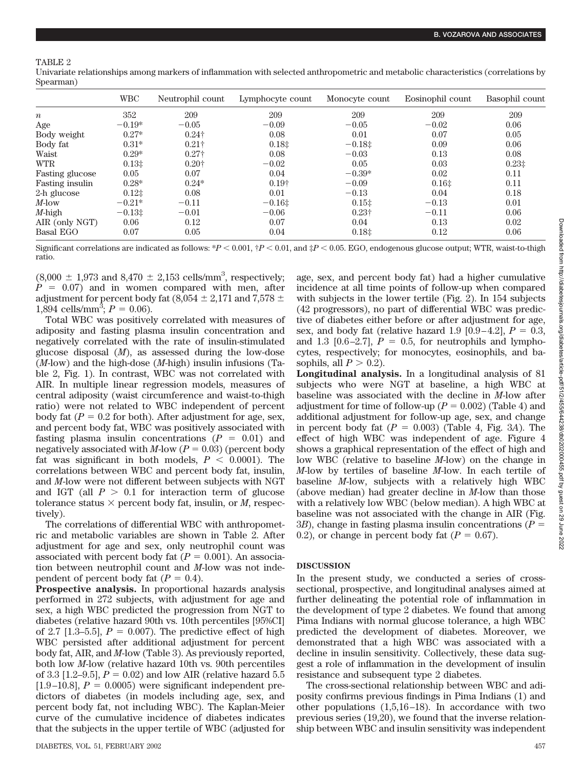TABLE 2

Univariate relationships among markers of inflammation with selected anthropometric and metabolic characteristics (correlations by Spearman)

| | WBC | Neutrophil count | Lymphocyte count | Monocyte count | Eosinophil count | Basophil count |
|---|---|---|---|---|---|---|
| $n$ | 352 | 209 | 209 | 209 | 209 | 209 |
| Age | −0.19* | −0.05 | −0.09 | −0.05 | −0.02 | 0.06 |
| Body weight | 0.27* | 0.24† | 0.08 | 0.01 | 0.07 | 0.05 |
| Body fat | 0.31* | 0.21† | 0.18‡ | −0.18‡ | 0.09 | 0.06 |
| Waist | 0.29* | 0.27† | 0.08 | −0.03 | 0.13 | 0.08 |
| WTR | 0.13‡ | 0.20† | −0.02 | 0.05 | 0.03 | 0.23‡ |
| Fasting glucose | 0.05 | 0.07 | 0.04 | −0.39* | 0.02 | 0.11 |
| Fasting insulin | 0.28* | 0.24* | 0.19† | −0.09 | 0.16‡ | 0.11 |
| 2-h glucose | 0.12‡ | 0.08 | 0.01 | −0.13 | 0.04 | 0.18 |
| *M*-low | −0.21* | −0.11 | −0.16‡ | 0.15‡ | −0.13 | 0.01 |
| *M*-high | −0.13‡ | −0.01 | −0.06 | 0.23† | −0.11 | 0.06 |
| AIR (only NGT) | 0.06 | 0.12 | 0.07 | 0.04 | 0.13 | 0.02 |
| Basal EGO | 0.07 | 0.05 | 0.04 | 0.18‡ | 0.12 | 0.06 |

Significant correlations are indicated as follows: *$P < 0.001$, †$P < 0.01$, and ‡$P < 0.05$. EGO, endogenous glucose output; WTR, waist-to-thigh ratio.

($8{,}000 \pm 1{,}973$ and $8{,}470 \pm 2{,}153$ cells/mm$^3$, respectively; $P = 0.07$) and in women compared with men, after adjustment for percent body fat ($8{,}054 \pm 2{,}171$ and $7{,}578 \pm 1{,}894$ cells/mm$^3$; $P = 0.06$).

Total WBC was positively correlated with measures of adiposity and fasting plasma insulin concentration and negatively correlated with the rate of insulin-stimulated glucose disposal (*M*), as assessed during the low-dose (*M*-low) and the high-dose (*M*-high) insulin infusions (Table 2, Fig. 1). In contrast, WBC was not correlated with AIR. In multiple linear regression models, measures of central adiposity (waist circumference and waist-to-thigh ratio) were not related to WBC independent of percent body fat ($P = 0.2$ for both). After adjustment for age, sex, and percent body fat, WBC was positively associated with fasting plasma insulin concentrations ($P = 0.01$) and negatively associated with *M*-low ($P = 0.03$) (percent body fat was significant in both models, $P < 0.0001$). The correlations between WBC and percent body fat, insulin, and *M*-low were not different between subjects with NGT and IGT (all $P > 0.1$ for interaction term of glucose tolerance status × percent body fat, insulin, or *M*, respectively).

The correlations of differential WBC with anthropometric and metabolic variables are shown in Table 2. After adjustment for age and sex, only neutrophil count was associated with percent body fat ($P = 0.001$). An association between neutrophil count and *M*-low was not independent of percent body fat ($P = 0.4$).

**Prospective analysis.** In proportional hazards analysis performed in 272 subjects, with adjustment for age and sex, a high WBC predicted the progression from NGT to diabetes (relative hazard 90th vs. 10th percentiles [95%CI] of 2.7 [1.3–5.5], $P = 0.007$). The predictive effect of high WBC persisted after additional adjustment for percent body fat, AIR, and *M*-low (Table 3). As previously reported, both low *M*-low (relative hazard 10th vs. 90th percentiles of 3.3 [1.2–9.5], $P = 0.02$) and low AIR (relative hazard 5.5 [1.9–10.8], $P = 0.0005$) were significant independent predictors of diabetes (in models including age, sex, and percent body fat, not including WBC). The Kaplan-Meier curve of the cumulative incidence of diabetes indicates that the subjects in the upper tertile of WBC (adjusted for age, sex, and percent body fat) had a higher cumulative incidence at all time points of follow-up when compared with subjects in the lower tertile (Fig. 2). In 154 subjects (42 progressors), no part of differential WBC was predictive of diabetes either before or after adjustment for age, sex, and body fat (relative hazard 1.9 [0.9–4.2], $P = 0.3$, and 1.3 [0.6–2.7], $P = 0.5$, for neutrophils and lymphocytes, respectively; for monocytes, eosinophils, and basophils, all $P > 0.2$).

**Longitudinal analysis.** In a longitudinal analysis of 81 subjects who were NGT at baseline, a high WBC at baseline was associated with the decline in *M*-low after adjustment for time of follow-up ($P = 0.002$) (Table 4) and additional adjustment for follow-up age, sex, and change in percent body fat ($P = 0.003$) (Table 4, Fig. 3*A*). The effect of high WBC was independent of age. Figure 4 shows a graphical representation of the effect of high and low WBC (relative to baseline *M*-low) on the change in *M*-low by tertiles of baseline *M*-low. In each tertile of baseline *M*-low, subjects with a relatively high WBC (above median) had greater decline in *M*-low than those with a relatively low WBC (below median). A high WBC at baseline was not associated with the change in AIR (Fig. 3*B*), change in fasting plasma insulin concentrations ($P = 0.2$), or change in percent body fat ($P = 0.67$).

## DISCUSSION

In the present study, we conducted a series of cross-sectional, prospective, and longitudinal analyses aimed at further delineating the potential role of inflammation in the development of type 2 diabetes. We found that among Pima Indians with normal glucose tolerance, a high WBC predicted the development of diabetes. Moreover, we demonstrated that a high WBC was associated with a decline in insulin sensitivity. Collectively, these data suggest a role of inflammation in the development of insulin resistance and subsequent type 2 diabetes.

The cross-sectional relationship between WBC and adiposity confirms previous findings in Pima Indians (1) and other populations (1,5,16–18). In accordance with two previous series (19,20), we found that the inverse relationship between WBC and insulin sensitivity was independent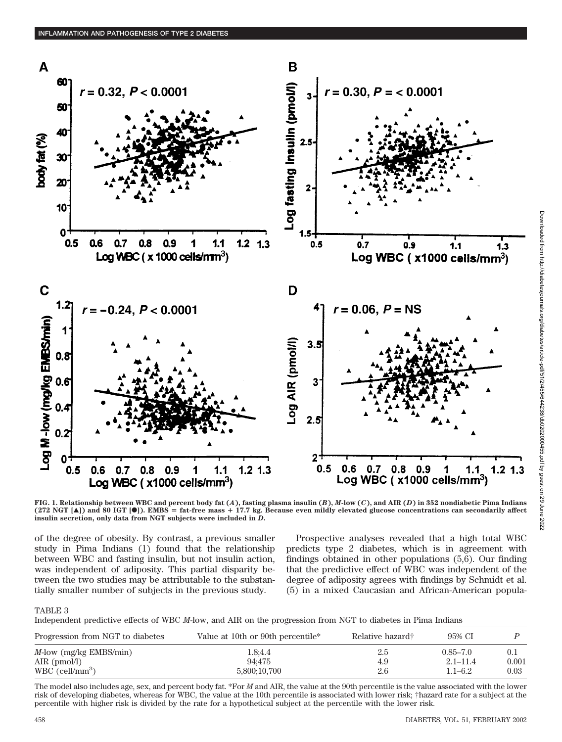FIG. 1. Relationship between WBC and percent body fat (*A*), fasting plasma insulin (*B*), *M*-low (*C*), and AIR (*D*) in 352 nondiabetic Pima Indians (272 NGT [▲]) and 80 IGT [●]). EMBS = fat-free mass + 17.7 kg. Because even mildly elevated glucose concentrations can secondarily affect insulin secretion, only data from NGT subjects were included in *D*.

of the degree of obesity. By contrast, a previous smaller study in Pima Indians (1) found that the relationship between WBC and fasting insulin, but not insulin action, was independent of adiposity. This partial disparity between the two studies may be attributable to the substantially smaller number of subjects in the previous study.

Prospective analyses revealed that a high total WBC predicts type 2 diabetes, which is in agreement with findings obtained in other populations (5,6). Our finding that the predictive effect of WBC was independent of the degree of adiposity agrees with findings by Schmidt et al. (5) in a mixed Caucasian and African-American popula-

TABLE 3

Independent predictive effects of WBC *M*-low, and AIR on the progression from NGT to diabetes in Pima Indians

| Progression from NGT to diabetes | Value at 10th or 90th percentile* | Relative hazard† | 95% CI | *P* |
|---|---|---|---|---|
| *M*-low (mg/kg EMBS/min) | 1.8;4.4 | 2.5 | 0.85–7.0 | 0.1 |
| AIR (pmol/l) | 94;475 | 4.9 | 2.1–11.4 | 0.001 |
| WBC (cell/mm$^3$) | 5,800;10,700 | 2.6 | 1.1–6.2 | 0.03 |

The model also includes age, sex, and percent body fat. *For *M* and AIR, the value at the 90th percentile is the value associated with the lower risk of developing diabetes, whereas for WBC, the value at the 10th percentile is associated with lower risk; †hazard rate for a subject at the percentile with higher risk is divided by the rate for a hypothetical subject at the percentile with the lower risk.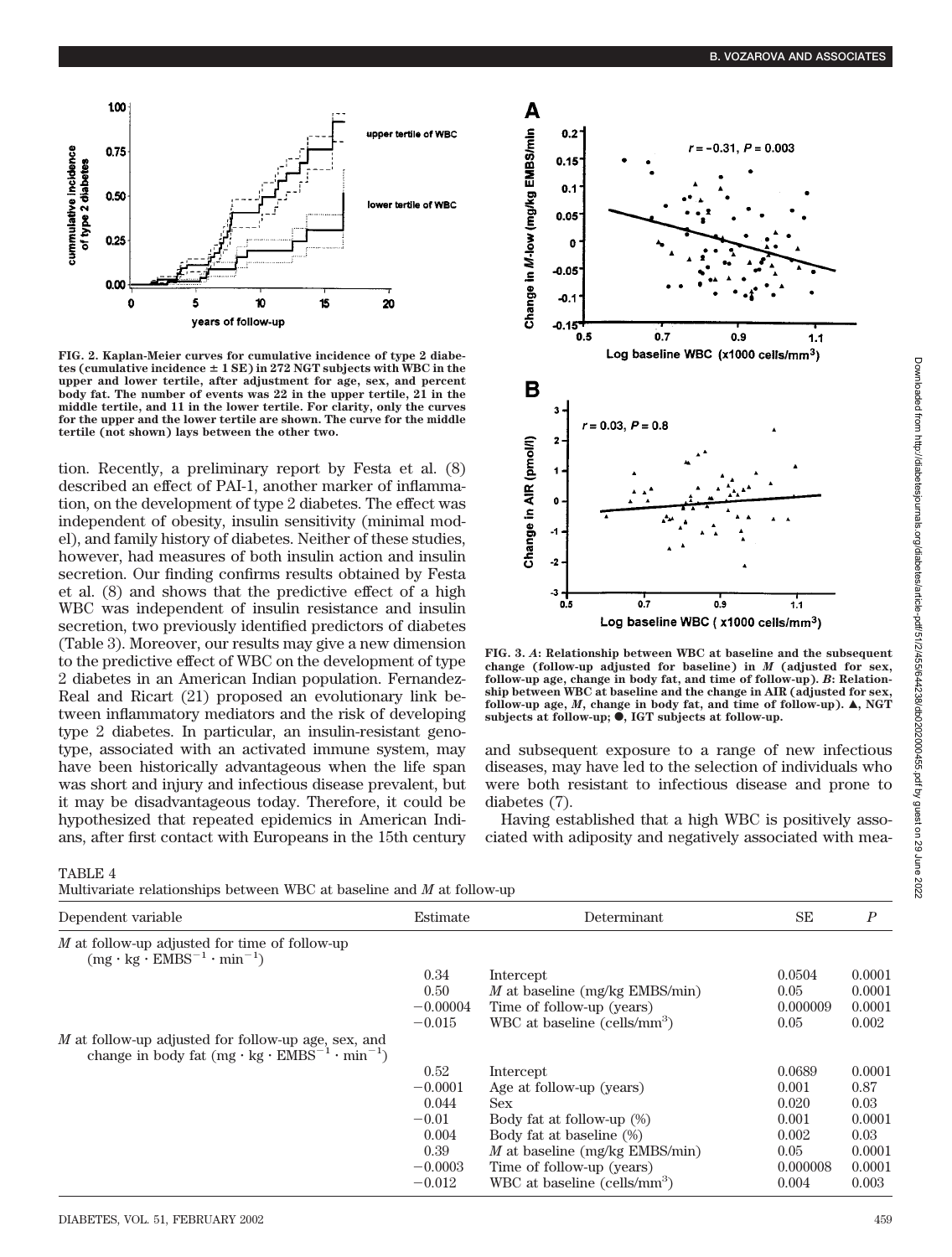FIG. 2. Kaplan-Meier curves for cumulative incidence of type 2 diabetes (cumulative incidence ± 1 SE) in 272 NGT subjects with WBC in the upper and lower tertile, after adjustment for age, sex, and percent body fat. The number of events was 22 in the upper tertile, 21 in the middle tertile, and 11 in the lower tertile. For clarity, only the curves for the upper and the lower tertile are shown. The curve for the middle tertile (not shown) lays between the other two.

tion. Recently, a preliminary report by Festa et al. (8) described an effect of PAI-1, another marker of inflammation, on the development of type 2 diabetes. The effect was independent of obesity, insulin sensitivity (minimal model), and family history of diabetes. Neither of these studies, however, had measures of both insulin action and insulin secretion. Our finding confirms results obtained by Festa et al. (8) and shows that the predictive effect of a high WBC was independent of insulin resistance and insulin secretion, two previously identified predictors of diabetes (Table 3). Moreover, our results may give a new dimension to the predictive effect of WBC on the development of type 2 diabetes in an American Indian population. Fernandez-Real and Ricart (21) proposed an evolutionary link between inflammatory mediators and the risk of developing type 2 diabetes. In particular, an insulin-resistant genotype, associated with an activated immune system, may have been historically advantageous when the life span was short and injury and infectious disease prevalent, but it may be disadvantageous today. Therefore, it could be hypothesized that repeated epidemics in American Indians, after first contact with Europeans in the 15th century and subsequent exposure to a range of new infectious diseases, may have led to the selection of individuals who were both resistant to infectious disease and prone to diabetes (7).

FIG. 3. *A*: Relationship between WBC at baseline and the subsequent change (follow-up adjusted for baseline) in *M* (adjusted for sex, follow-up age, change in body fat, and time of follow-up). *B*: Relationship between WBC at baseline and the change in AIR (adjusted for sex, follow-up age, *M*, change in body fat, and time of follow-up). ▲, NGT subjects at follow-up; ●, IGT subjects at follow-up.

Having established that a high WBC is positively associated with adiposity and negatively associated with mea-

TABLE 4
Multivariate relationships between WBC at baseline and *M* at follow-up

| Dependent variable | Estimate | Determinant | SE | *P* |
|---|---|---|---|---|
| *M* at follow-up adjusted for time of follow-up ($mg \cdot kg \cdot EMBS^{-1} \cdot min^{-1}$) | | | | |
| | 0.34 | Intercept | 0.0504 | 0.0001 |
| | 0.50 | *M* at baseline (mg/kg EMBS/min) | 0.05 | 0.0001 |
| | −0.00004 | Time of follow-up (years) | 0.000009 | 0.0001 |
| | −0.015 | WBC at baseline (cells/mm$^3$) | 0.05 | 0.002 |
| *M* at follow-up adjusted for follow-up age, sex, and change in body fat ($mg \cdot kg \cdot EMBS^{-1} \cdot min^{-1}$) | | | | |
| | 0.52 | Intercept | 0.0689 | 0.0001 |
| | −0.0001 | Age at follow-up (years) | 0.001 | 0.87 |
| | 0.044 | Sex | 0.020 | 0.03 |
| | −0.01 | Body fat at follow-up (%) | 0.001 | 0.0001 |
| | 0.004 | Body fat at baseline (%) | 0.002 | 0.03 |
| | 0.39 | *M* at baseline (mg/kg EMBS/min) | 0.05 | 0.0001 |
| | −0.0003 | Time of follow-up (years) | 0.000008 | 0.0001 |
| | −0.012 | WBC at baseline (cells/mm$^3$) | 0.004 | 0.003 |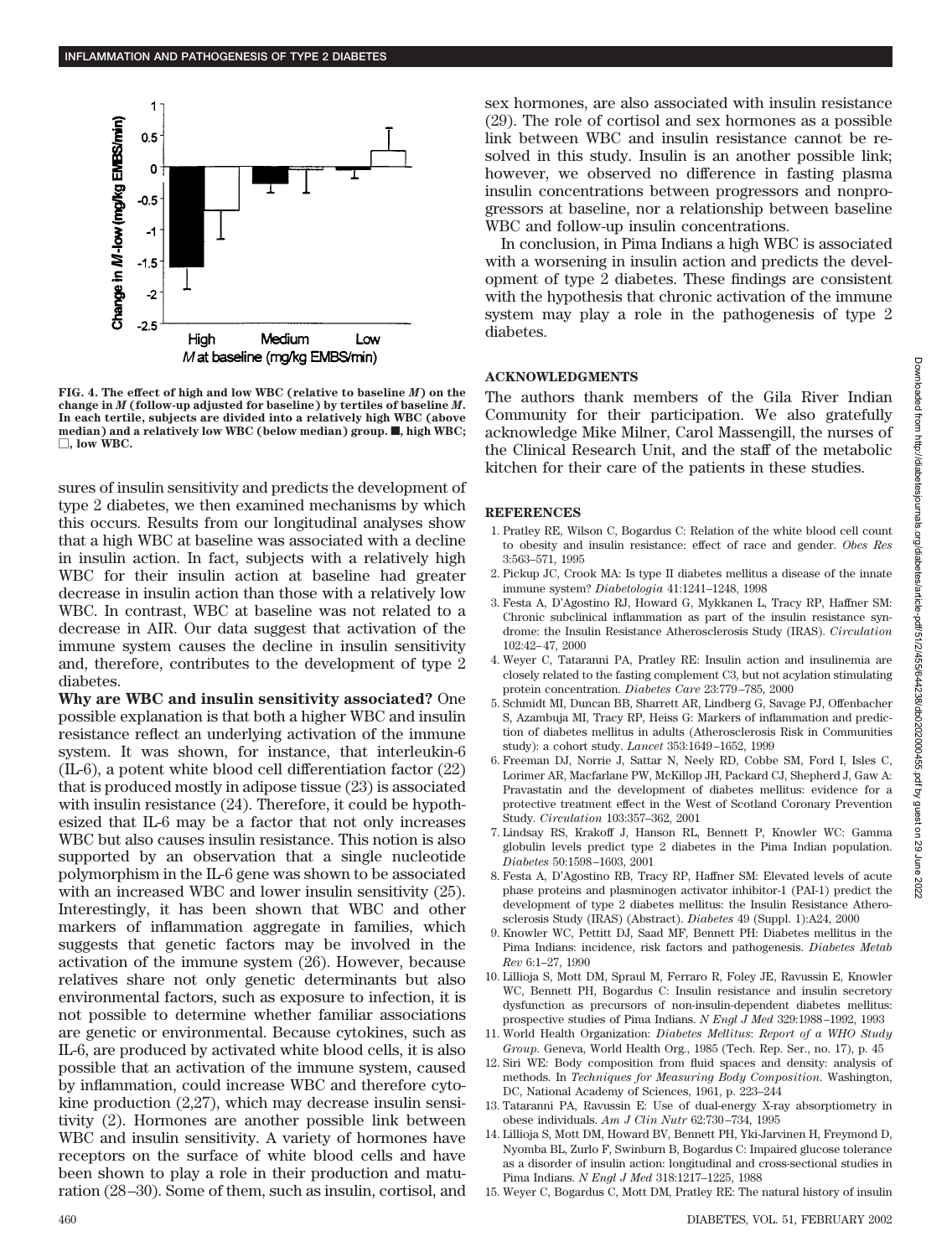FIG. 4. The effect of high and low WBC (relative to baseline *M*) on the change in *M* (follow-up adjusted for baseline) by tertiles of baseline *M*. In each tertile, subjects are divided into a relatively high WBC (above median) and a relatively low WBC (below median) group. ■, high WBC; □, low WBC.

sures of insulin sensitivity and predicts the development of type 2 diabetes, we then examined mechanisms by which this occurs. Results from our longitudinal analyses show that a high WBC at baseline was associated with a decline in insulin action. In fact, subjects with a relatively high WBC for their insulin action at baseline had greater decrease in insulin action than those with a relatively low WBC. In contrast, WBC at baseline was not related to a decrease in AIR. Our data suggest that activation of the immune system causes the decline in insulin sensitivity and, therefore, contributes to the development of type 2 diabetes.

**Why are WBC and insulin sensitivity associated?** One possible explanation is that both a higher WBC and insulin resistance reflect an underlying activation of the immune system. It was shown, for instance, that interleukin-6 (IL-6), a potent white blood cell differentiation factor (22) that is produced mostly in adipose tissue (23) is associated with insulin resistance (24). Therefore, it could be hypothesized that IL-6 may be a factor that not only increases WBC but also causes insulin resistance. This notion is also supported by an observation that a single nucleotide polymorphism in the IL-6 gene was shown to be associated with an increased WBC and lower insulin sensitivity (25). Interestingly, it has been shown that WBC and other markers of inflammation aggregate in families, which suggests that genetic factors may be involved in the activation of the immune system (26). However, because relatives share not only genetic determinants but also environmental factors, such as exposure to infection, it is not possible to determine whether familiar associations are genetic or environmental. Because cytokines, such as IL-6, are produced by activated white blood cells, it is also possible that an activation of the immune system, caused by inflammation, could increase WBC and therefore cytokine production (2,27), which may decrease insulin sensitivity (2). Hormones are another possible link between WBC and insulin sensitivity. A variety of hormones have receptors on the surface of white blood cells and have been shown to play a role in their production and maturation (28–30). Some of them, such as insulin, cortisol, and sex hormones, are also associated with insulin resistance (29). The role of cortisol and sex hormones as a possible link between WBC and insulin resistance cannot be resolved in this study. Insulin is an another possible link; however, we observed no difference in fasting plasma insulin concentrations between progressors and nonprogressors at baseline, nor a relationship between baseline WBC and follow-up insulin concentrations.

In conclusion, in Pima Indians a high WBC is associated with a worsening in insulin action and predicts the development of type 2 diabetes. These findings are consistent with the hypothesis that chronic activation of the immune system may play a role in the pathogenesis of type 2 diabetes.

## ACKNOWLEDGMENTS

The authors thank members of the Gila River Indian Community for their participation. We also gratefully acknowledge Mike Milner, Carol Massengill, the nurses of the Clinical Research Unit, and the staff of the metabolic kitchen for their care of the patients in these studies.

## REFERENCES

1. Pratley RE, Wilson C, Bogardus C: Relation of the white blood cell count to obesity and insulin resistance: effect of race and gender. *Obes Res* 3:563–571, 1995
2. Pickup JC, Crook MA: Is type II diabetes mellitus a disease of the innate immune system? *Diabetologia* 41:1241–1248, 1998
3. Festa A, D'Agostino RJ, Howard G, Mykkanen L, Tracy RP, Haffner SM: Chronic subclinical inflammation as part of the insulin resistance syndrome: the Insulin Resistance Atherosclerosis Study (IRAS). *Circulation* 102:42–47, 2000
4. Weyer C, Tataranni PA, Pratley RE: Insulin action and insulinemia are closely related to the fasting complement C3, but not acylation stimulating protein concentration. *Diabetes Care* 23:779–785, 2000
5. Schmidt MI, Duncan BB, Sharrett AR, Lindberg G, Savage PJ, Offenbacher S, Azambuja MI, Tracy RP, Heiss G: Markers of inflammation and prediction of diabetes mellitus in adults (Atherosclerosis Risk in Communities study): a cohort study. *Lancet* 353:1649–1652, 1999
6. Freeman DJ, Norrie J, Sattar N, Neely RD, Cobbe SM, Ford I, Isles C, Lorimer AR, Macfarlane PW, McKillop JH, Packard CJ, Shepherd J, Gaw A: Pravastatin and the development of diabetes mellitus: evidence for a protective treatment effect in the West of Scotland Coronary Prevention Study. *Circulation* 103:357–362, 2001
7. Lindsay RS, Krakoff J, Hanson RL, Bennett P, Knowler WC: Gamma globulin levels predict type 2 diabetes in the Pima Indian population. *Diabetes* 50:1598–1603, 2001
8. Festa A, D'Agostino RB, Tracy RP, Haffner SM: Elevated levels of acute phase proteins and plasminogen activator inhibitor-1 (PAI-1) predict the development of type 2 diabetes mellitus: the Insulin Resistance Atherosclerosis Study (IRAS) (Abstract). *Diabetes* 49 (Suppl. 1):A24, 2000
9. Knowler WC, Pettitt DJ, Saad MF, Bennett PH: Diabetes mellitus in the Pima Indians: incidence, risk factors and pathogenesis. *Diabetes Metab Rev* 6:1–27, 1990
10. Lillioja S, Mott DM, Spraul M, Ferraro R, Foley JE, Ravussin E, Knowler WC, Bennett PH, Bogardus C: Insulin resistance and insulin secretory dysfunction as precursors of non-insulin-dependent diabetes mellitus: prospective studies of Pima Indians. *N Engl J Med* 329:1988–1992, 1993
11. World Health Organization: *Diabetes Mellitus: Report of a WHO Study Group.* Geneva, World Health Org., 1985 (Tech. Rep. Ser., no. 17), p. 45
12. Siri WE: Body composition from fluid spaces and density: analysis of methods. In *Techniques for Measuring Body Composition.* Washington, DC, National Academy of Sciences, 1961, p. 223–244
13. Tataranni PA, Ravussin E: Use of dual-energy X-ray absorptiometry in obese individuals. *Am J Clin Nutr* 62:730–734, 1995
14. Lillioja S, Mott DM, Howard BV, Bennett PH, Yki-Jarvinen H, Freymond D, Nyomba BL, Zurlo F, Swinburn B, Bogardus C: Impaired glucose tolerance as a disorder of insulin action: longitudinal and cross-sectional studies in Pima Indians. *N Engl J Med* 318:1217–1225, 1988
15. Weyer C, Bogardus C, Mott DM, Pratley RE: The natural history of insulin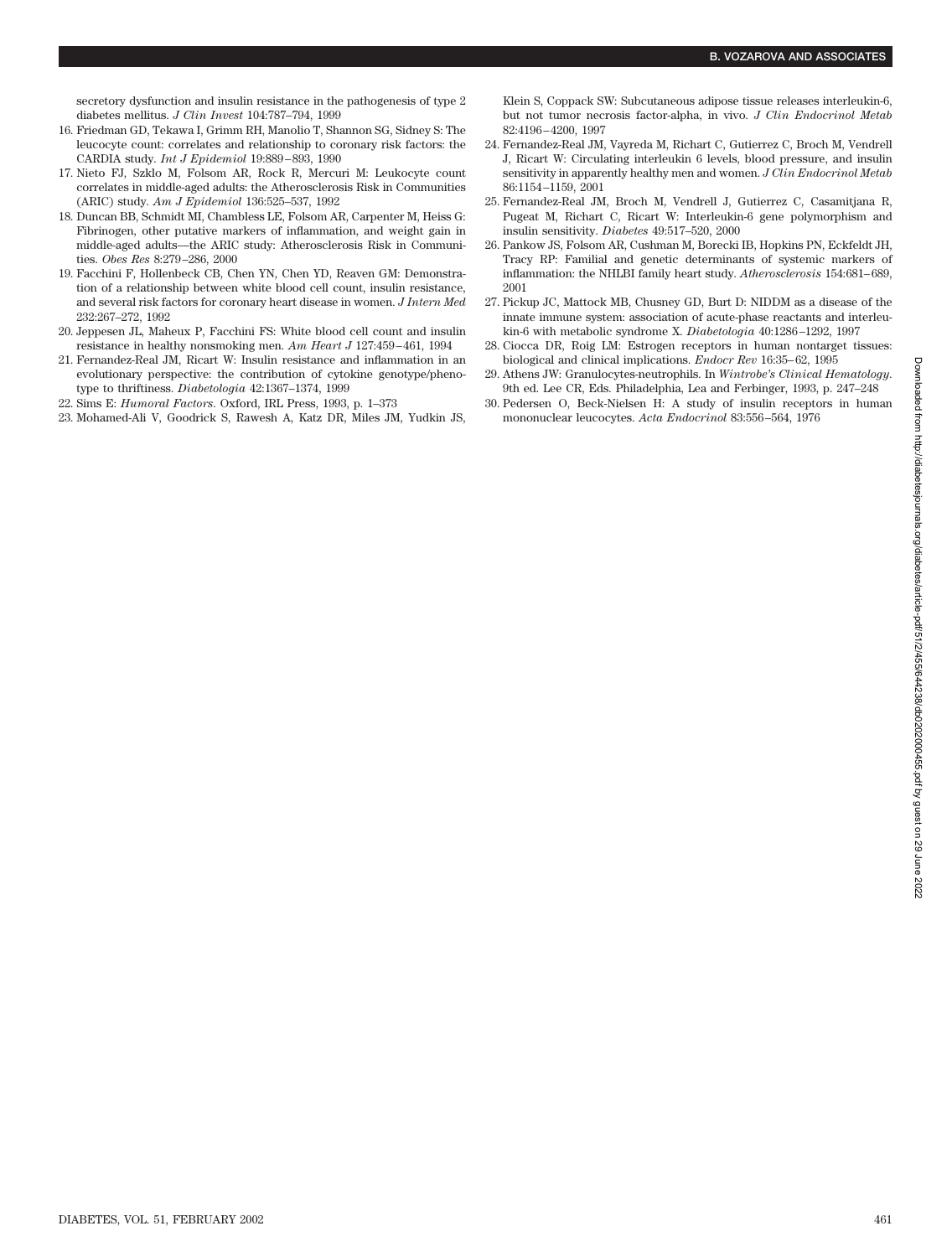secretory dysfunction and insulin resistance in the pathogenesis of type 2 diabetes mellitus. *J Clin Invest* 104:787–794, 1999

16. Friedman GD, Tekawa I, Grimm RH, Manolio T, Shannon SG, Sidney S: The leucocyte count: correlates and relationship to coronary risk factors: the CARDIA study. *Int J Epidemiol* 19:889–893, 1990
17. Nieto FJ, Szklo M, Folsom AR, Rock R, Mercuri M: Leukocyte count correlates in middle-aged adults: the Atherosclerosis Risk in Communities (ARIC) study. *Am J Epidemiol* 136:525–537, 1992
18. Duncan BB, Schmidt MI, Chambless LE, Folsom AR, Carpenter M, Heiss G: Fibrinogen, other putative markers of inflammation, and weight gain in middle-aged adults—the ARIC study: Atherosclerosis Risk in Communities. *Obes Res* 8:279–286, 2000
19. Facchini F, Hollenbeck CB, Chen YN, Chen YD, Reaven GM: Demonstration of a relationship between white blood cell count, insulin resistance, and several risk factors for coronary heart disease in women. *J Intern Med* 232:267–272, 1992
20. Jeppesen JL, Maheux P, Facchini FS: White blood cell count and insulin resistance in healthy nonsmoking men. *Am Heart J* 127:459–461, 1994
21. Fernandez-Real JM, Ricart W: Insulin resistance and inflammation in an evolutionary perspective: the contribution of cytokine genotype/phenotype to thriftiness. *Diabetologia* 42:1367–1374, 1999
22. Sims E: *Humoral Factors*. Oxford, IRL Press, 1993, p. 1–373
23. Mohamed-Ali V, Goodrick S, Rawesh A, Katz DR, Miles JM, Yudkin JS, Klein S, Coppack SW: Subcutaneous adipose tissue releases interleukin-6, but not tumor necrosis factor-alpha, in vivo. *J Clin Endocrinol Metab* 82:4196–4200, 1997
24. Fernandez-Real JM, Vayreda M, Richart C, Gutierrez C, Broch M, Vendrell J, Ricart W: Circulating interleukin 6 levels, blood pressure, and insulin sensitivity in apparently healthy men and women. *J Clin Endocrinol Metab* 86:1154–1159, 2001
25. Fernandez-Real JM, Broch M, Vendrell J, Gutierrez C, Casamitjana R, Pugeat M, Richart C, Ricart W: Interleukin-6 gene polymorphism and insulin sensitivity. *Diabetes* 49:517–520, 2000
26. Pankow JS, Folsom AR, Cushman M, Borecki IB, Hopkins PN, Eckfeldt JH, Tracy RP: Familial and genetic determinants of systemic markers of inflammation: the NHLBI family heart study. *Atherosclerosis* 154:681–689, 2001
27. Pickup JC, Mattock MB, Chusney GD, Burt D: NIDDM as a disease of the innate immune system: association of acute-phase reactants and interleukin-6 with metabolic syndrome X. *Diabetologia* 40:1286–1292, 1997
28. Ciocca DR, Roig LM: Estrogen receptors in human nontarget tissues: biological and clinical implications. *Endocr Rev* 16:35–62, 1995
29. Athens JW: Granulocytes-neutrophils. In *Wintrobe's Clinical Hematology*. 9th ed. Lee CR, Eds. Philadelphia, Lea and Ferbinger, 1993, p. 247–248
30. Pedersen O, Beck-Nielsen H: A study of insulin receptors in human mononuclear leucocytes. *Acta Endocrinol* 83:556–564, 1976